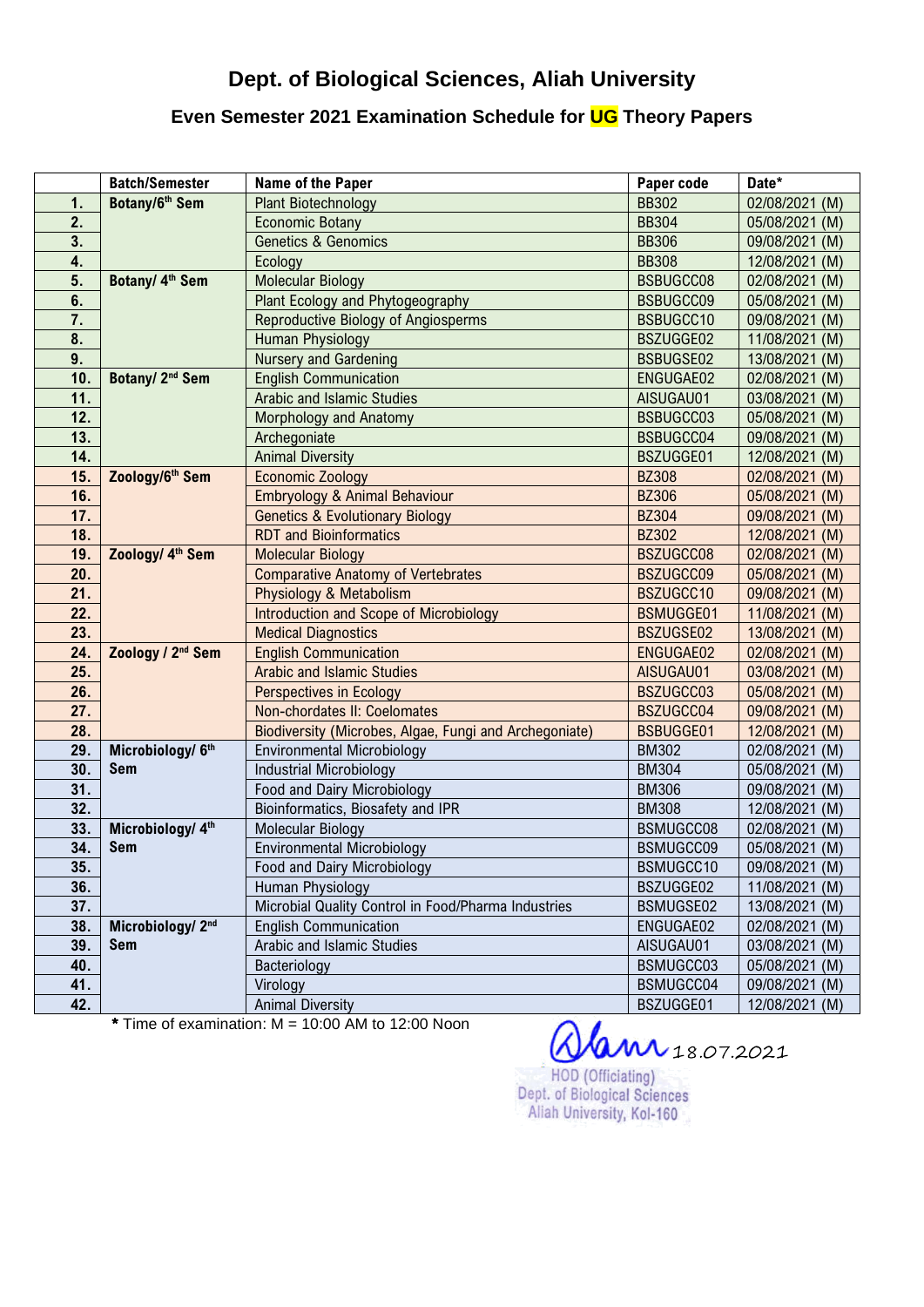# Dept. of Biological Sciences, Aliah University

## Even Semester 2021 Examination Schedule for UG Theory Papers

| | Batch/Semester | Name of the Paper | Paper code | Date* |
|---|---|---|---|---|
| 1. | Botany/6th Sem | Plant Biotechnology | BB302 | 02/08/2021 (M) |
| 2. | | Economic Botany | BB304 | 05/08/2021 (M) |
| 3. | | Genetics & Genomics | BB306 | 09/08/2021 (M) |
| 4. | | Ecology | BB308 | 12/08/2021 (M) |
| 5. | Botany/ 4th Sem | Molecular Biology | BSBUGCC08 | 02/08/2021 (M) |
| 6. | | Plant Ecology and Phytogeography | BSBUGCC09 | 05/08/2021 (M) |
| 7. | | Reproductive Biology of Angiosperms | BSBUGCC10 | 09/08/2021 (M) |
| 8. | | Human Physiology | BSZUGGE02 | 11/08/2021 (M) |
| 9. | | Nursery and Gardening | BSBUGSE02 | 13/08/2021 (M) |
| 10. | Botany/ 2nd Sem | English Communication | ENGUGAE02 | 02/08/2021 (M) |
| 11. | | Arabic and Islamic Studies | AISUGAU01 | 03/08/2021 (M) |
| 12. | | Morphology and Anatomy | BSBUGCC03 | 05/08/2021 (M) |
| 13. | | Archegoniate | BSBUGCC04 | 09/08/2021 (M) |
| 14. | | Animal Diversity | BSZUGGE01 | 12/08/2021 (M) |
| 15. | Zoology/6th Sem | Economic Zoology | BZ308 | 02/08/2021 (M) |
| 16. | | Embryology & Animal Behaviour | BZ306 | 05/08/2021 (M) |
| 17. | | Genetics & Evolutionary Biology | BZ304 | 09/08/2021 (M) |
| 18. | | RDT and Bioinformatics | BZ302 | 12/08/2021 (M) |
| 19. | Zoology/ 4th Sem | Molecular Biology | BSZUGCC08 | 02/08/2021 (M) |
| 20. | | Comparative Anatomy of Vertebrates | BSZUGCC09 | 05/08/2021 (M) |
| 21. | | Physiology & Metabolism | BSZUGCC10 | 09/08/2021 (M) |
| 22. | | Introduction and Scope of Microbiology | BSMUGGE01 | 11/08/2021 (M) |
| 23. | | Medical Diagnostics | BSZUGSE02 | 13/08/2021 (M) |
| 24. | Zoology / 2nd Sem | English Communication | ENGUGAE02 | 02/08/2021 (M) |
| 25. | | Arabic and Islamic Studies | AISUGAU01 | 03/08/2021 (M) |
| 26. | | Perspectives in Ecology | BSZUGCC03 | 05/08/2021 (M) |
| 27. | | Non-chordates II: Coelomates | BSZUGCC04 | 09/08/2021 (M) |
| 28. | | Biodiversity (Microbes, Algae, Fungi and Archegoniate) | BSBUGGE01 | 12/08/2021 (M) |
| 29. | Microbiology/ 6th Sem | Environmental Microbiology | BM302 | 02/08/2021 (M) |
| 30. | | Industrial Microbiology | BM304 | 05/08/2021 (M) |
| 31. | | Food and Dairy Microbiology | BM306 | 09/08/2021 (M) |
| 32. | | Bioinformatics, Biosafety and IPR | BM308 | 12/08/2021 (M) |
| 33. | Microbiology/ 4th Sem | Molecular Biology | BSMUGCC08 | 02/08/2021 (M) |
| 34. | | Environmental Microbiology | BSMUGCC09 | 05/08/2021 (M) |
| 35. | | Food and Dairy Microbiology | BSMUGCC10 | 09/08/2021 (M) |
| 36. | | Human Physiology | BSZUGGE02 | 11/08/2021 (M) |
| 37. | | Microbial Quality Control in Food/Pharma Industries | BSMUGSE02 | 13/08/2021 (M) |
| 38. | Microbiology/ 2nd Sem | English Communication | ENGUGAE02 | 02/08/2021 (M) |
| 39. | | Arabic and Islamic Studies | AISUGAU01 | 03/08/2021 (M) |
| 40. | | Bacteriology | BSMUGCC03 | 05/08/2021 (M) |
| 41. | | Virology | BSMUGCC04 | 09/08/2021 (M) |
| 42. | | Animal Diversity | BSZUGGE01 | 12/08/2021 (M) |

\* Time of examination: M = 10:00 AM to 12:00 Noon

18.07.2021

HOD (Officiating)
Dept. of Biological Sciences
Aliah University, Kol-160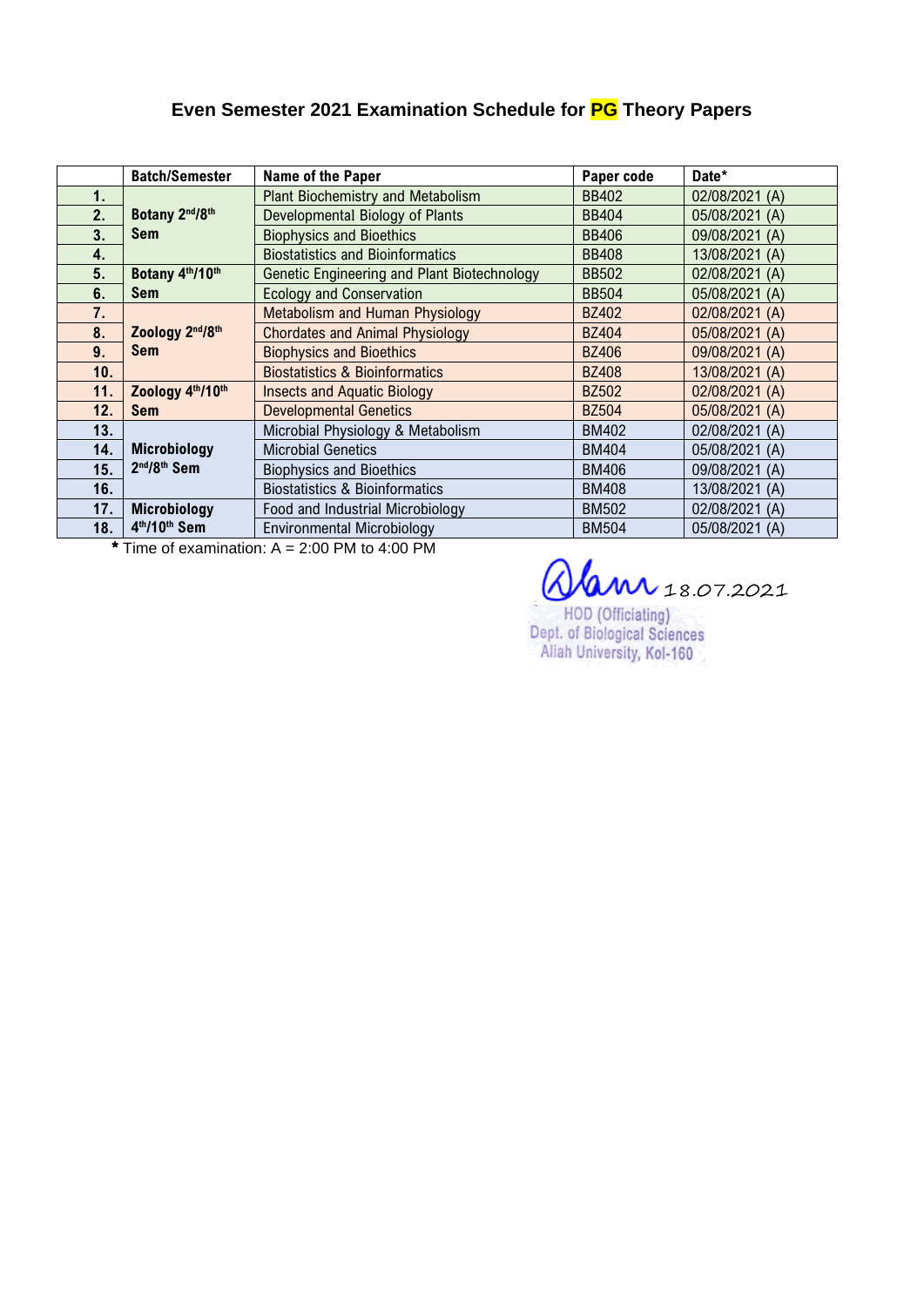## Even Semester 2021 Examination Schedule for PG Theory Papers

| | Batch/Semester | Name of the Paper | Paper code | Date* |
|---|---|---|---|---|
| 1. | Botany 2nd/8th Sem | Plant Biochemistry and Metabolism | BB402 | 02/08/2021 (A) |
| 2. | | Developmental Biology of Plants | BB404 | 05/08/2021 (A) |
| 3. | | Biophysics and Bioethics | BB406 | 09/08/2021 (A) |
| 4. | | Biostatistics and Bioinformatics | BB408 | 13/08/2021 (A) |
| 5. | Botany 4th/10th Sem | Genetic Engineering and Plant Biotechnology | BB502 | 02/08/2021 (A) |
| 6. | | Ecology and Conservation | BB504 | 05/08/2021 (A) |
| 7. | Zoology 2nd/8th Sem | Metabolism and Human Physiology | BZ402 | 02/08/2021 (A) |
| 8. | | Chordates and Animal Physiology | BZ404 | 05/08/2021 (A) |
| 9. | | Biophysics and Bioethics | BZ406 | 09/08/2021 (A) |
| 10. | | Biostatistics & Bioinformatics | BZ408 | 13/08/2021 (A) |
| 11. | Zoology 4th/10th Sem | Insects and Aquatic Biology | BZ502 | 02/08/2021 (A) |
| 12. | | Developmental Genetics | BZ504 | 05/08/2021 (A) |
| 13. | Microbiology 2nd/8th Sem | Microbial Physiology & Metabolism | BM402 | 02/08/2021 (A) |
| 14. | | Microbial Genetics | BM404 | 05/08/2021 (A) |
| 15. | | Biophysics and Bioethics | BM406 | 09/08/2021 (A) |
| 16. | | Biostatistics & Bioinformatics | BM408 | 13/08/2021 (A) |
| 17. | Microbiology 4th/10th Sem | Food and Industrial Microbiology | BM502 | 02/08/2021 (A) |
| 18. | | Environmental Microbiology | BM504 | 05/08/2021 (A) |

* Time of examination: A = 2:00 PM to 4:00 PM

18.07.2021

HOD (Officiating)
Dept. of Biological Sciences
Aliah University, Kol-160